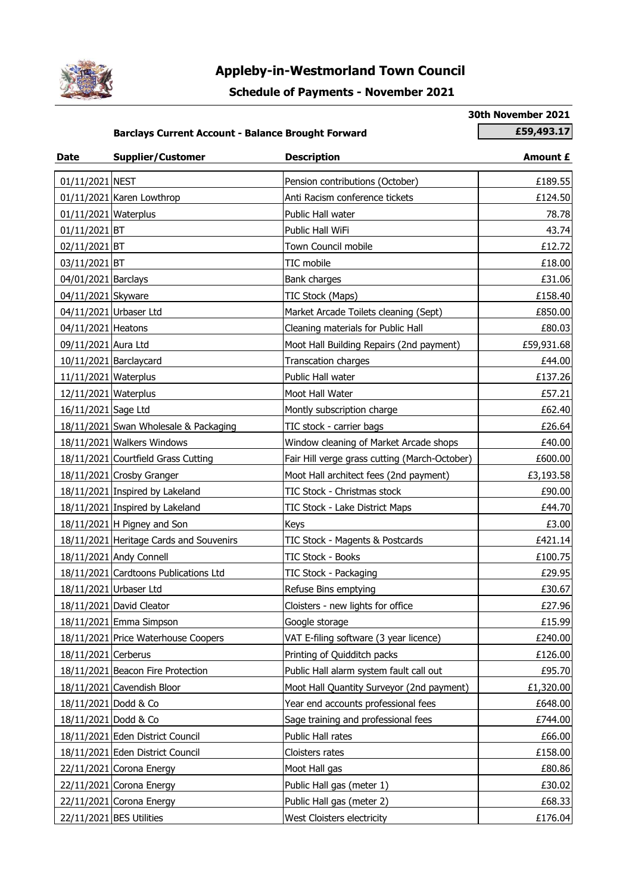# Appleby-in-Westmorland Town Council

## Schedule of Payments - November 2021

**30th November 2021**

**Barclays Current Account - Balance Brought Forward** **£59,493.17**

| Date | Supplier/Customer | Description | Amount £ |
|---|---|---|---|
| 01/11/2021 | NEST | Pension contributions (October) | £189.55 |
| 01/11/2021 | Karen Lowthrop | Anti Racism conference tickets | £124.50 |
| 01/11/2021 | Waterplus | Public Hall water | 78.78 |
| 01/11/2021 | BT | Public Hall WiFi | 43.74 |
| 02/11/2021 | BT | Town Council mobile | £12.72 |
| 03/11/2021 | BT | TIC mobile | £18.00 |
| 04/01/2021 | Barclays | Bank charges | £31.06 |
| 04/11/2021 | Skyware | TIC Stock (Maps) | £158.40 |
| 04/11/2021 | Urbaser Ltd | Market Arcade Toilets cleaning (Sept) | £850.00 |
| 04/11/2021 | Heatons | Cleaning materials for Public Hall | £80.03 |
| 09/11/2021 | Aura Ltd | Moot Hall Building Repairs (2nd payment) | £59,931.68 |
| 10/11/2021 | Barclaycard | Transcation charges | £44.00 |
| 11/11/2021 | Waterplus | Public Hall water | £137.26 |
| 12/11/2021 | Waterplus | Moot Hall Water | £57.21 |
| 16/11/2021 | Sage Ltd | Montly subscription charge | £62.40 |
| 18/11/2021 | Swan Wholesale & Packaging | TIC stock - carrier bags | £26.64 |
| 18/11/2021 | Walkers Windows | Window cleaning of Market Arcade shops | £40.00 |
| 18/11/2021 | Courtfield Grass Cutting | Fair Hill verge grass cutting (March-October) | £600.00 |
| 18/11/2021 | Crosby Granger | Moot Hall architect fees (2nd payment) | £3,193.58 |
| 18/11/2021 | Inspired by Lakeland | TIC Stock - Christmas stock | £90.00 |
| 18/11/2021 | Inspired by Lakeland | TIC Stock - Lake District Maps | £44.70 |
| 18/11/2021 | H Pigney and Son | Keys | £3.00 |
| 18/11/2021 | Heritage Cards and Souvenirs | TIC Stock - Magents & Postcards | £421.14 |
| 18/11/2021 | Andy Connell | TIC Stock - Books | £100.75 |
| 18/11/2021 | Cardtoons Publications Ltd | TIC Stock - Packaging | £29.95 |
| 18/11/2021 | Urbaser Ltd | Refuse Bins emptying | £30.67 |
| 18/11/2021 | David Cleator | Cloisters - new lights for office | £27.96 |
| 18/11/2021 | Emma Simpson | Google storage | £15.99 |
| 18/11/2021 | Price Waterhouse Coopers | VAT E-filing software (3 year licence) | £240.00 |
| 18/11/2021 | Cerberus | Printing of Quidditch packs | £126.00 |
| 18/11/2021 | Beacon Fire Protection | Public Hall alarm system fault call out | £95.70 |
| 18/11/2021 | Cavendish Bloor | Moot Hall Quantity Surveyor (2nd payment) | £1,320.00 |
| 18/11/2021 | Dodd & Co | Year end accounts professional fees | £648.00 |
| 18/11/2021 | Dodd & Co | Sage training and professional fees | £744.00 |
| 18/11/2021 | Eden District Council | Public Hall rates | £66.00 |
| 18/11/2021 | Eden District Council | Cloisters rates | £158.00 |
| 22/11/2021 | Corona Energy | Moot Hall gas | £80.86 |
| 22/11/2021 | Corona Energy | Public Hall gas (meter 1) | £30.02 |
| 22/11/2021 | Corona Energy | Public Hall gas (meter 2) | £68.33 |
| 22/11/2021 | BES Utilities | West Cloisters electricity | £176.04 |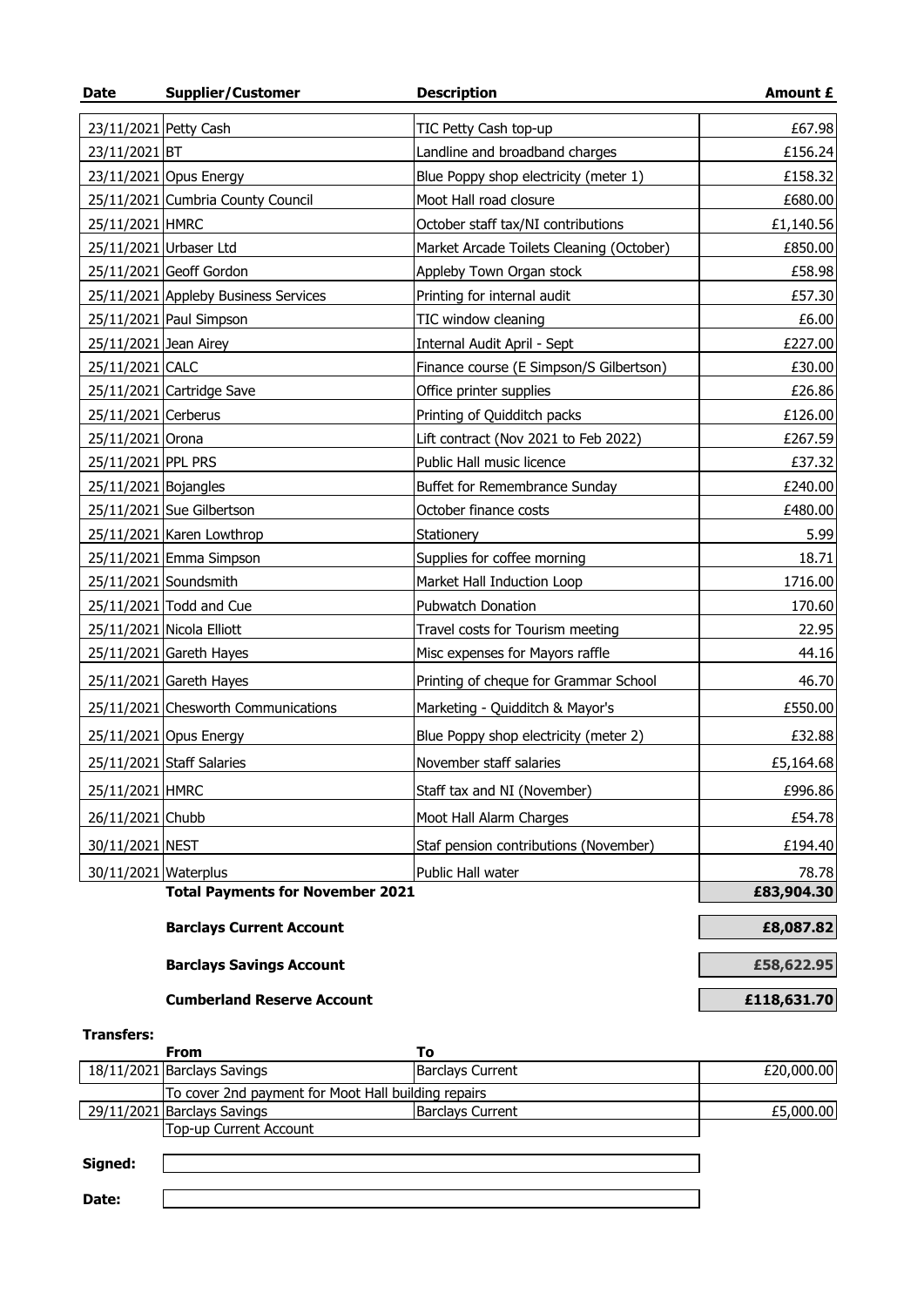| Date | Supplier/Customer | Description | Amount £ |
|---|---|---|---|
| 23/11/2021 | Petty Cash | TIC Petty Cash top-up | £67.98 |
| 23/11/2021 | BT | Landline and broadband charges | £156.24 |
| 23/11/2021 | Opus Energy | Blue Poppy shop electricity (meter 1) | £158.32 |
| 25/11/2021 | Cumbria County Council | Moot Hall road closure | £680.00 |
| 25/11/2021 | HMRC | October staff tax/NI contributions | £1,140.56 |
| 25/11/2021 | Urbaser Ltd | Market Arcade Toilets Cleaning (October) | £850.00 |
| 25/11/2021 | Geoff Gordon | Appleby Town Organ stock | £58.98 |
| 25/11/2021 | Appleby Business Services | Printing for internal audit | £57.30 |
| 25/11/2021 | Paul Simpson | TIC window cleaning | £6.00 |
| 25/11/2021 | Jean Airey | Internal Audit April - Sept | £227.00 |
| 25/11/2021 | CALC | Finance course (E Simpson/S Gilbertson) | £30.00 |
| 25/11/2021 | Cartridge Save | Office printer supplies | £26.86 |
| 25/11/2021 | Cerberus | Printing of Quidditch packs | £126.00 |
| 25/11/2021 | Orona | Lift contract (Nov 2021 to Feb 2022) | £267.59 |
| 25/11/2021 | PPL PRS | Public Hall music licence | £37.32 |
| 25/11/2021 | Bojangles | Buffet for Remembrance Sunday | £240.00 |
| 25/11/2021 | Sue Gilbertson | October finance costs | £480.00 |
| 25/11/2021 | Karen Lowthrop | Stationery | 5.99 |
| 25/11/2021 | Emma Simpson | Supplies for coffee morning | 18.71 |
| 25/11/2021 | Soundsmith | Market Hall Induction Loop | 1716.00 |
| 25/11/2021 | Todd and Cue | Pubwatch Donation | 170.60 |
| 25/11/2021 | Nicola Elliott | Travel costs for Tourism meeting | 22.95 |
| 25/11/2021 | Gareth Hayes | Misc expenses for Mayors raffle | 44.16 |
| 25/11/2021 | Gareth Hayes | Printing of cheque for Grammar School | 46.70 |
| 25/11/2021 | Chesworth Communications | Marketing - Quidditch & Mayor's | £550.00 |
| 25/11/2021 | Opus Energy | Blue Poppy shop electricity (meter 2) | £32.88 |
| 25/11/2021 | Staff Salaries | November staff salaries | £5,164.68 |
| 25/11/2021 | HMRC | Staff tax and NI (November) | £996.86 |
| 26/11/2021 | Chubb | Moot Hall Alarm Charges | £54.78 |
| 30/11/2021 | NEST | Staf pension contributions (November) | £194.40 |
| 30/11/2021 | Waterplus | Public Hall water | 78.78 |
| | **Total Payments for November 2021** | | **£83,904.30** |
| | **Barclays Current Account** | | **£8,087.82** |
| | **Barclays Savings Account** | | **£58,622.95** |
| | **Cumberland Reserve Account** | | **£118,631.70** |

**Transfers:**

| | From | To | |
|---|---|---|---|
| 18/11/2021 | Barclays Savings | Barclays Current | £20,000.00 |
| | To cover 2nd payment for Moot Hall building repairs | | |
| 29/11/2021 | Barclays Savings | Barclays Current | £5,000.00 |
| | Top-up Current Account | | |

**Signed:**

**Date:**